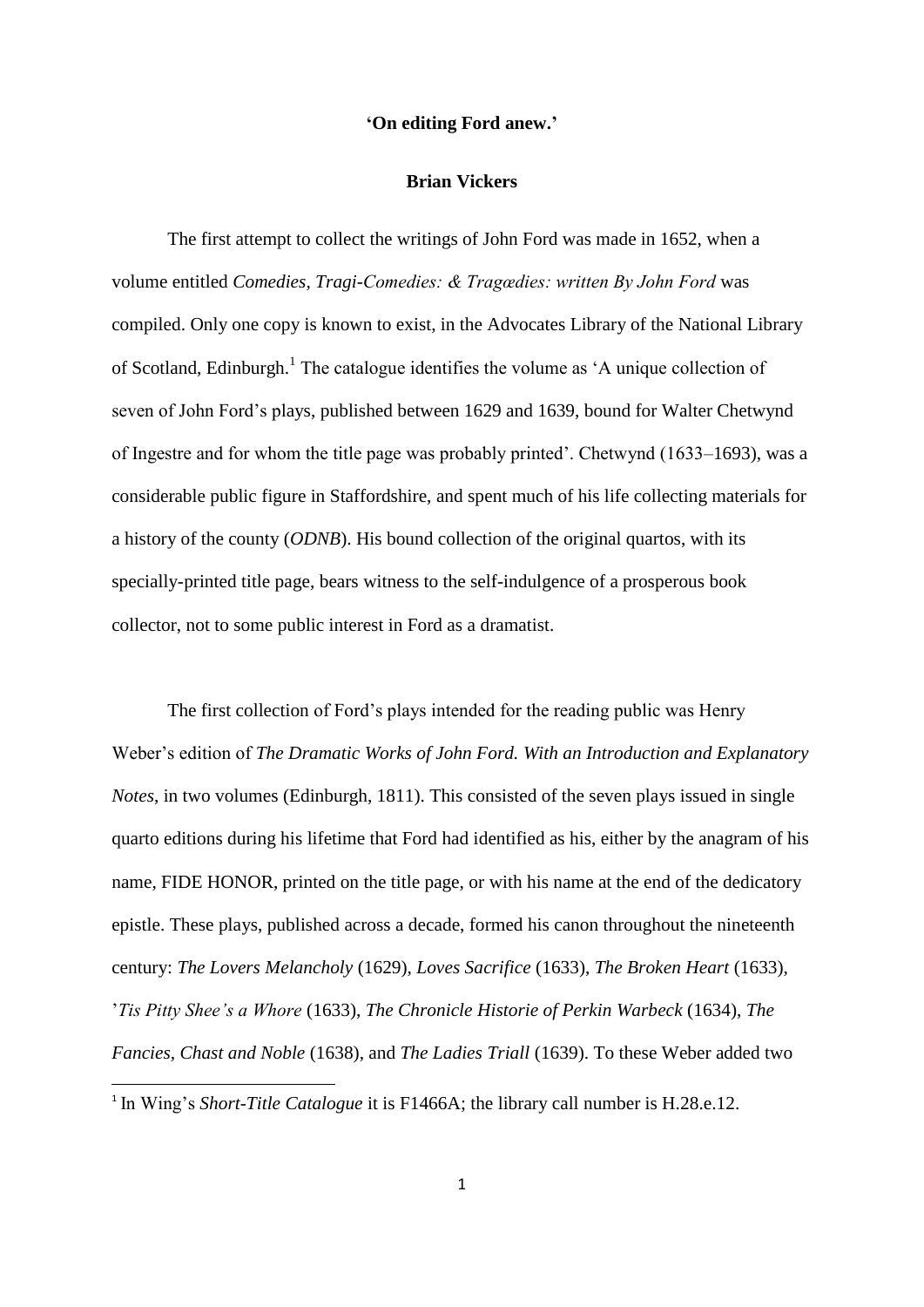**‘On editing Ford anew.’**

**Brian Vickers**

The first attempt to collect the writings of John Ford was made in 1652, when a volume entitled *Comedies, Tragi-Comedies: & Tragœdies: written By John Ford* was compiled. Only one copy is known to exist, in the Advocates Library of the National Library of Scotland, Edinburgh.[1] The catalogue identifies the volume as ‘A unique collection of seven of John Ford’s plays, published between 1629 and 1639, bound for Walter Chetwynd of Ingestre and for whom the title page was probably printed’. Chetwynd (1633–1693), was a considerable public figure in Staffordshire, and spent much of his life collecting materials for a history of the county (*ODNB*). His bound collection of the original quartos, with its specially-printed title page, bears witness to the self-indulgence of a prosperous book collector, not to some public interest in Ford as a dramatist.

The first collection of Ford’s plays intended for the reading public was Henry Weber’s edition of *The Dramatic Works of John Ford. With an Introduction and Explanatory Notes*, in two volumes (Edinburgh, 1811). This consisted of the seven plays issued in single quarto editions during his lifetime that Ford had identified as his, either by the anagram of his name, FIDE HONOR, printed on the title page, or with his name at the end of the dedicatory epistle. These plays, published across a decade, formed his canon throughout the nineteenth century: *The Lovers Melancholy* (1629), *Loves Sacrifice* (1633), *The Broken Heart* (1633), ’*Tis Pitty Shee’s a Whore* (1633), *The Chronicle Historie of Perkin Warbeck* (1634), *The Fancies, Chast and Noble* (1638), and *The Ladies Triall* (1639). To these Weber added two

[1] In Wing’s *Short-Title Catalogue* it is F1466A; the library call number is H.28.e.12.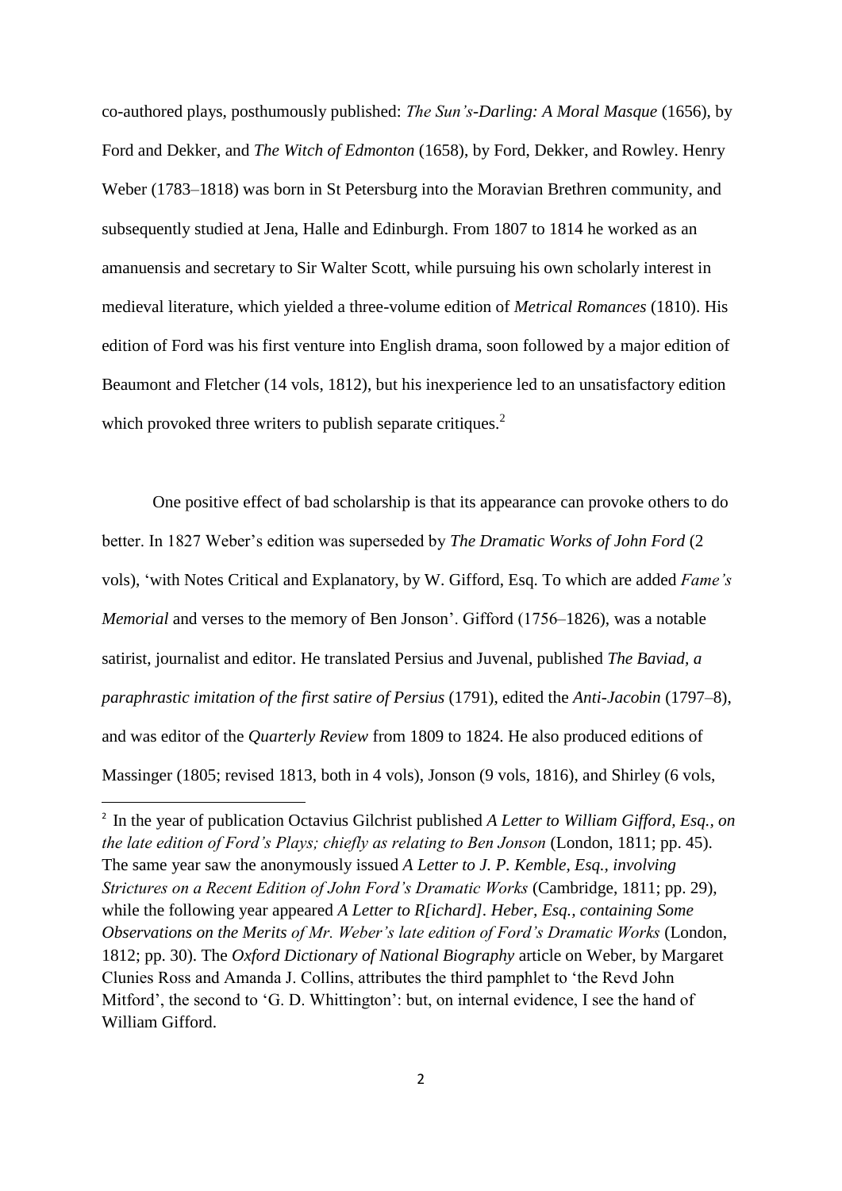co-authored plays, posthumously published: *The Sun's-Darling: A Moral Masque* (1656), by Ford and Dekker, and *The Witch of Edmonton* (1658), by Ford, Dekker, and Rowley. Henry Weber (1783–1818) was born in St Petersburg into the Moravian Brethren community, and subsequently studied at Jena, Halle and Edinburgh. From 1807 to 1814 he worked as an amanuensis and secretary to Sir Walter Scott, while pursuing his own scholarly interest in medieval literature, which yielded a three-volume edition of *Metrical Romances* (1810). His edition of Ford was his first venture into English drama, soon followed by a major edition of Beaumont and Fletcher (14 vols, 1812), but his inexperience led to an unsatisfactory edition which provoked three writers to publish separate critiques.[2]

One positive effect of bad scholarship is that its appearance can provoke others to do better. In 1827 Weber's edition was superseded by *The Dramatic Works of John Ford* (2 vols), 'with Notes Critical and Explanatory, by W. Gifford, Esq. To which are added *Fame's Memorial* and verses to the memory of Ben Jonson'. Gifford (1756–1826), was a notable satirist, journalist and editor. He translated Persius and Juvenal, published *The Baviad, a paraphrastic imitation of the first satire of Persius* (1791), edited the *Anti-Jacobin* (1797–8), and was editor of the *Quarterly Review* from 1809 to 1824. He also produced editions of Massinger (1805; revised 1813, both in 4 vols), Jonson (9 vols, 1816), and Shirley (6 vols,

---

[2] In the year of publication Octavius Gilchrist published *A Letter to William Gifford, Esq., on the late edition of Ford's Plays; chiefly as relating to Ben Jonson* (London, 1811; pp. 45). The same year saw the anonymously issued *A Letter to J. P. Kemble, Esq., involving Strictures on a Recent Edition of John Ford's Dramatic Works* (Cambridge, 1811; pp. 29), while the following year appeared *A Letter to R[ichard]. Heber, Esq., containing Some Observations on the Merits of Mr. Weber's late edition of Ford's Dramatic Works* (London, 1812; pp. 30). The *Oxford Dictionary of National Biography* article on Weber, by Margaret Clunies Ross and Amanda J. Collins, attributes the third pamphlet to 'the Revd John Mitford', the second to 'G. D. Whittington': but, on internal evidence, I see the hand of William Gifford.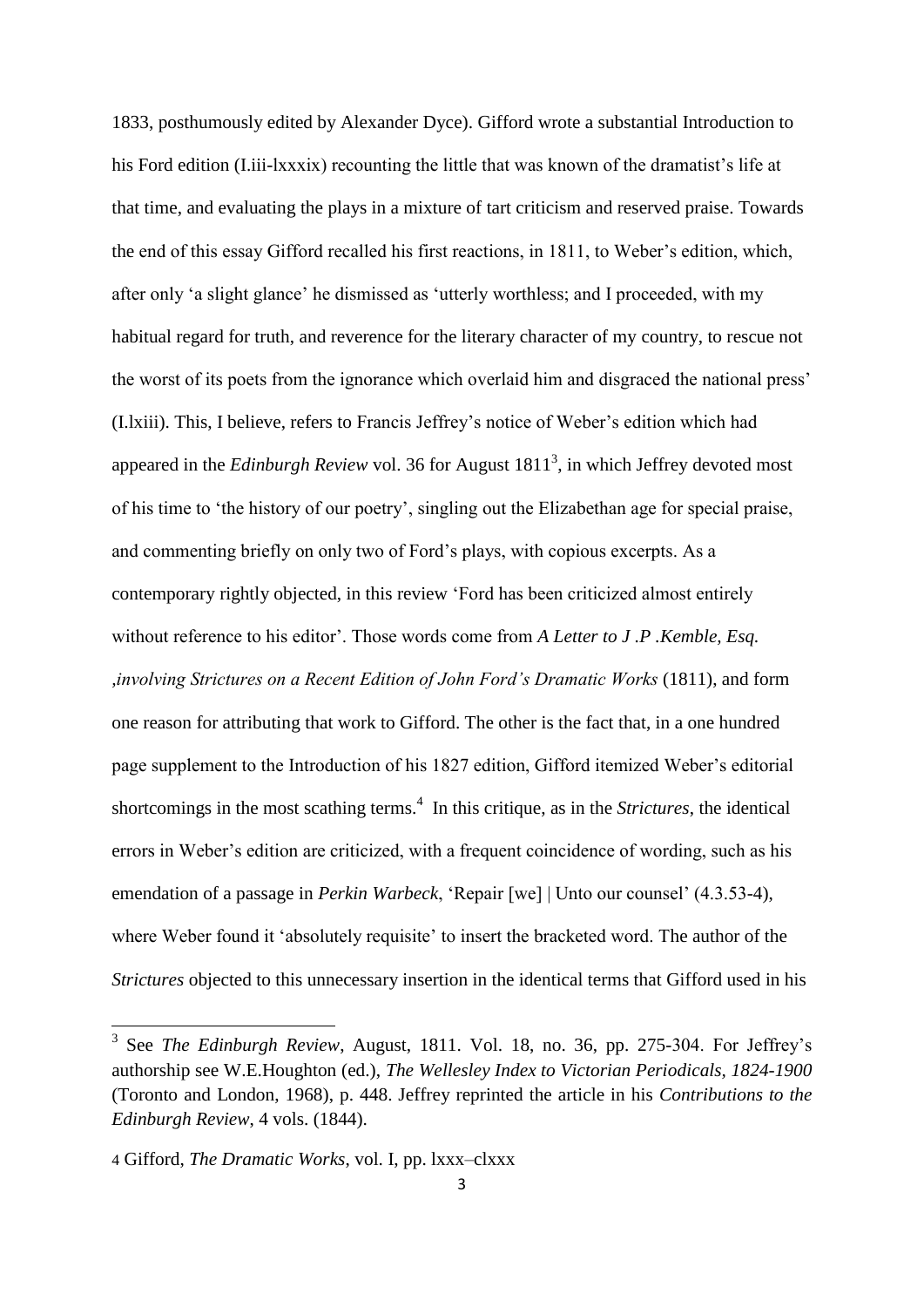1833, posthumously edited by Alexander Dyce). Gifford wrote a substantial Introduction to his Ford edition (I.iii-lxxxix) recounting the little that was known of the dramatist's life at that time, and evaluating the plays in a mixture of tart criticism and reserved praise. Towards the end of this essay Gifford recalled his first reactions, in 1811, to Weber's edition, which, after only 'a slight glance' he dismissed as 'utterly worthless; and I proceeded, with my habitual regard for truth, and reverence for the literary character of my country, to rescue not the worst of its poets from the ignorance which overlaid him and disgraced the national press' (I.lxiii). This, I believe, refers to Francis Jeffrey's notice of Weber's edition which had appeared in the *Edinburgh Review* vol. 36 for August 1811[3], in which Jeffrey devoted most of his time to 'the history of our poetry', singling out the Elizabethan age for special praise, and commenting briefly on only two of Ford's plays, with copious excerpts. As a contemporary rightly objected, in this review 'Ford has been criticized almost entirely without reference to his editor'. Those words come from *A Letter to J .P .Kemble, Esq. ,involving Strictures on a Recent Edition of John Ford's Dramatic Works* (1811), and form one reason for attributing that work to Gifford. The other is the fact that, in a one hundred page supplement to the Introduction of his 1827 edition, Gifford itemized Weber's editorial shortcomings in the most scathing terms.[4] In this critique, as in the *Strictures*, the identical errors in Weber's edition are criticized, with a frequent coincidence of wording, such as his emendation of a passage in *Perkin Warbeck*, 'Repair [we] | Unto our counsel' (4.3.53-4), where Weber found it 'absolutely requisite' to insert the bracketed word. The author of the *Strictures* objected to this unnecessary insertion in the identical terms that Gifford used in his

---

[3] See *The Edinburgh Review*, August, 1811. Vol. 18, no. 36, pp. 275-304. For Jeffrey's authorship see W.E.Houghton (ed.), *The Wellesley Index to Victorian Periodicals, 1824-1900* (Toronto and London, 1968), p. 448. Jeffrey reprinted the article in his *Contributions to the Edinburgh Review*, 4 vols. (1844).

[4] Gifford, *The Dramatic Works*, vol. I, pp. lxxx–clxxx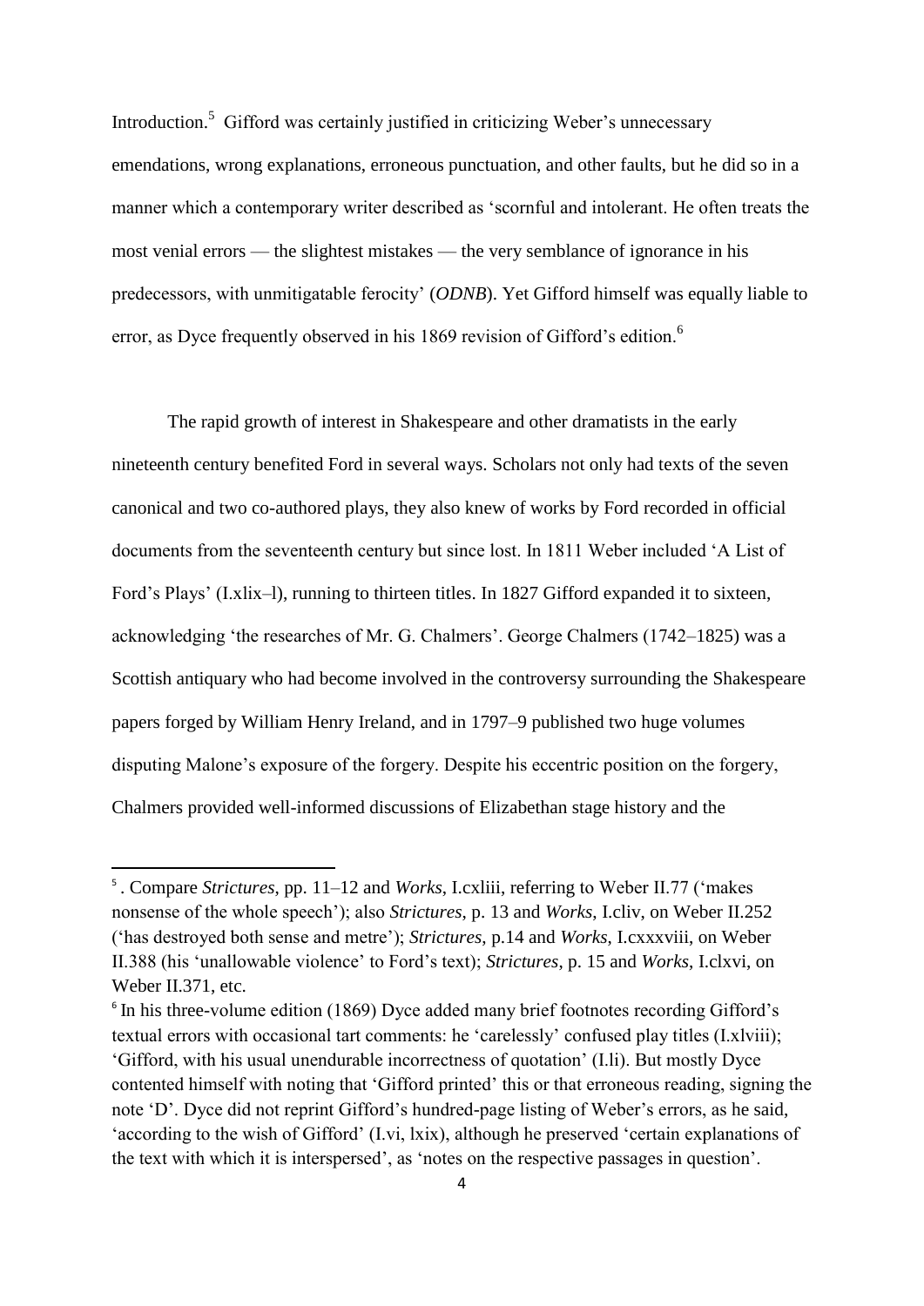Introduction.[5] Gifford was certainly justified in criticizing Weber's unnecessary emendations, wrong explanations, erroneous punctuation, and other faults, but he did so in a manner which a contemporary writer described as 'scornful and intolerant. He often treats the most venial errors — the slightest mistakes — the very semblance of ignorance in his predecessors, with unmitigatable ferocity' (*ODNB*). Yet Gifford himself was equally liable to error, as Dyce frequently observed in his 1869 revision of Gifford's edition.[6]

The rapid growth of interest in Shakespeare and other dramatists in the early nineteenth century benefited Ford in several ways. Scholars not only had texts of the seven canonical and two co-authored plays, they also knew of works by Ford recorded in official documents from the seventeenth century but since lost. In 1811 Weber included 'A List of Ford's Plays' (I.xlix–l), running to thirteen titles. In 1827 Gifford expanded it to sixteen, acknowledging 'the researches of Mr. G. Chalmers'. George Chalmers (1742–1825) was a Scottish antiquary who had become involved in the controversy surrounding the Shakespeare papers forged by William Henry Ireland, and in 1797–9 published two huge volumes disputing Malone's exposure of the forgery. Despite his eccentric position on the forgery, Chalmers provided well-informed discussions of Elizabethan stage history and the

---

[5]. Compare *Strictures*, pp. 11–12 and *Works*, I.cxliii, referring to Weber II.77 ('makes nonsense of the whole speech'); also *Strictures*, p. 13 and *Works*, I.cliv, on Weber II.252 ('has destroyed both sense and metre'); *Strictures*, p.14 and *Works*, I.cxxxviii, on Weber II.388 (his 'unallowable violence' to Ford's text); *Strictures*, p. 15 and *Works*, I.clxvi, on Weber II.371, etc.

[6] In his three-volume edition (1869) Dyce added many brief footnotes recording Gifford's textual errors with occasional tart comments: he 'carelessly' confused play titles (I.xlviii); 'Gifford, with his usual unendurable incorrectness of quotation' (I.li). But mostly Dyce contented himself with noting that 'Gifford printed' this or that erroneous reading, signing the note 'D'. Dyce did not reprint Gifford's hundred-page listing of Weber's errors, as he said, 'according to the wish of Gifford' (I.vi, lxix), although he preserved 'certain explanations of the text with which it is interspersed', as 'notes on the respective passages in question'.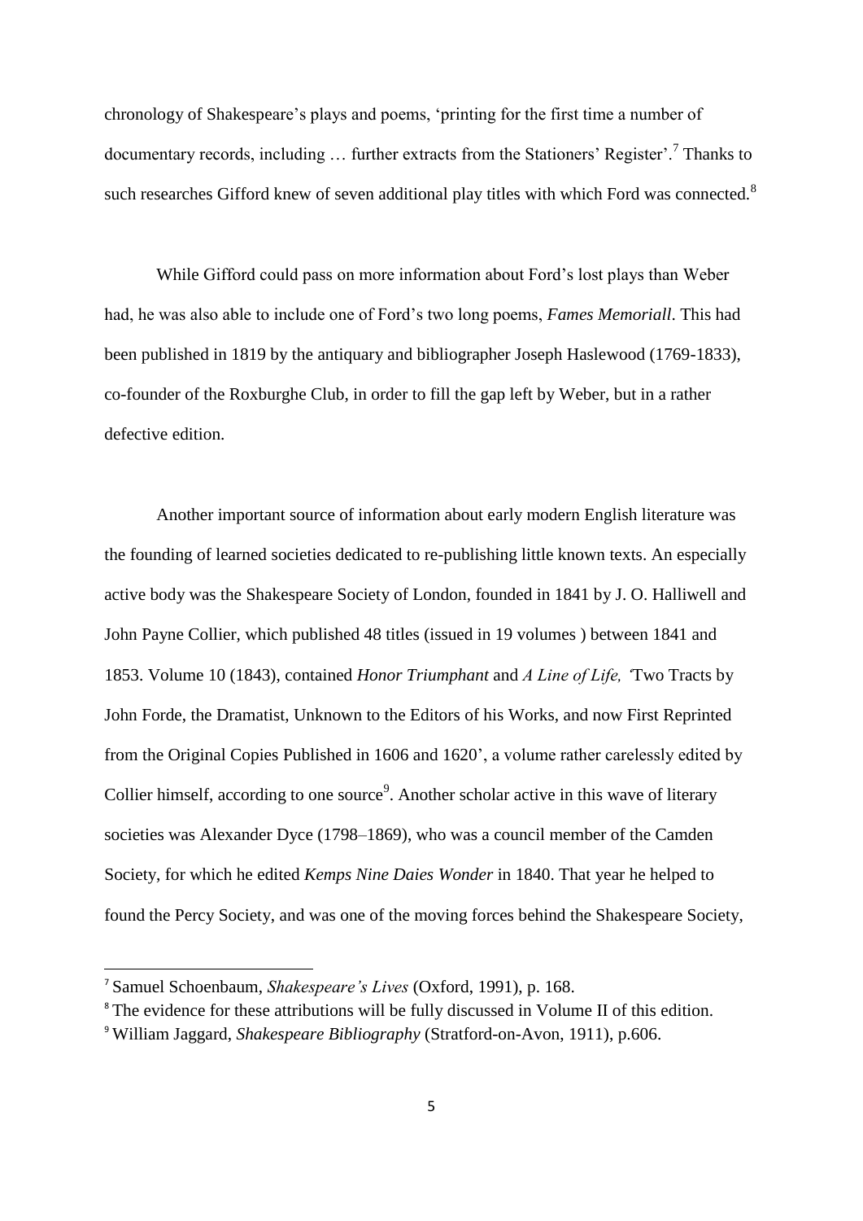chronology of Shakespeare's plays and poems, 'printing for the first time a number of documentary records, including … further extracts from the Stationers' Register'.[7] Thanks to such researches Gifford knew of seven additional play titles with which Ford was connected.[8]

While Gifford could pass on more information about Ford's lost plays than Weber had, he was also able to include one of Ford's two long poems, *Fames Memoriall*. This had been published in 1819 by the antiquary and bibliographer Joseph Haslewood (1769-1833), co-founder of the Roxburghe Club, in order to fill the gap left by Weber, but in a rather defective edition.

Another important source of information about early modern English literature was the founding of learned societies dedicated to re-publishing little known texts. An especially active body was the Shakespeare Society of London, founded in 1841 by J. O. Halliwell and John Payne Collier, which published 48 titles (issued in 19 volumes ) between 1841 and 1853. Volume 10 (1843), contained *Honor Triumphant* and *A Line of Life, '*Two Tracts by John Forde, the Dramatist, Unknown to the Editors of his Works, and now First Reprinted from the Original Copies Published in 1606 and 1620', a volume rather carelessly edited by Collier himself, according to one source[9]. Another scholar active in this wave of literary societies was Alexander Dyce (1798–1869), who was a council member of the Camden Society, for which he edited *Kemps Nine Daies Wonder* in 1840. That year he helped to found the Percy Society, and was one of the moving forces behind the Shakespeare Society,

---

[7] Samuel Schoenbaum, *Shakespeare's Lives* (Oxford, 1991), p. 168.

[8] The evidence for these attributions will be fully discussed in Volume II of this edition.

[9] William Jaggard, *Shakespeare Bibliography* (Stratford-on-Avon, 1911), p.606.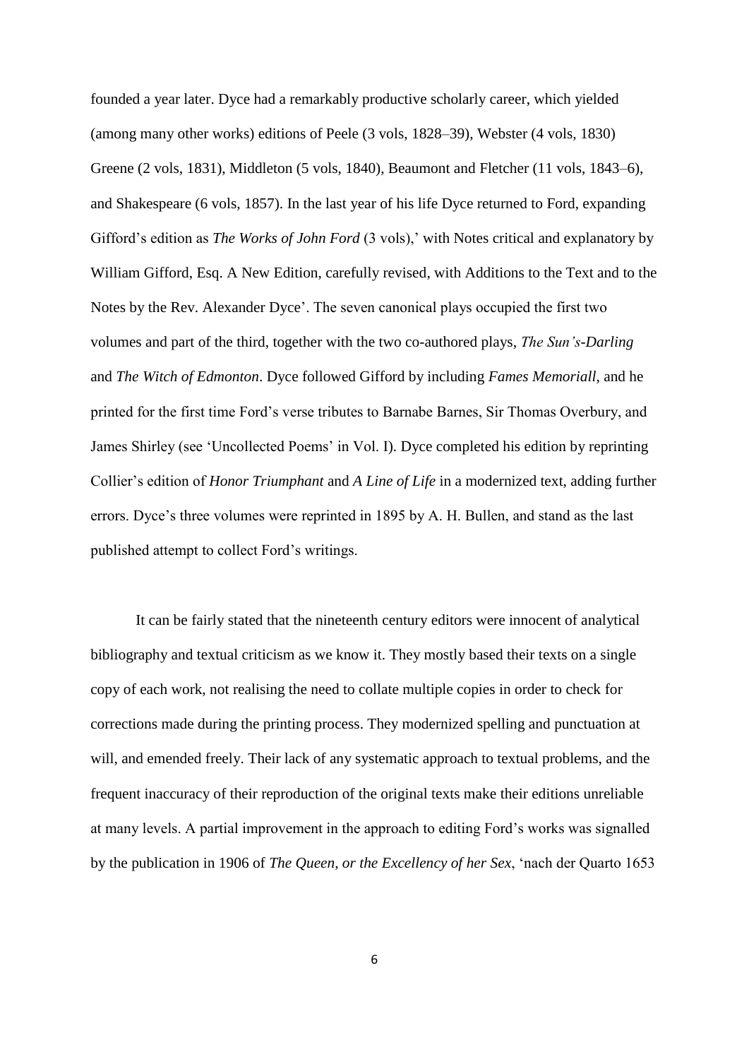founded a year later. Dyce had a remarkably productive scholarly career, which yielded (among many other works) editions of Peele (3 vols, 1828–39), Webster (4 vols, 1830) Greene (2 vols, 1831), Middleton (5 vols, 1840), Beaumont and Fletcher (11 vols, 1843–6), and Shakespeare (6 vols, 1857). In the last year of his life Dyce returned to Ford, expanding Gifford's edition as *The Works of John Ford* (3 vols),' with Notes critical and explanatory by William Gifford, Esq. A New Edition, carefully revised, with Additions to the Text and to the Notes by the Rev. Alexander Dyce'. The seven canonical plays occupied the first two volumes and part of the third, together with the two co-authored plays, *The Sun's-Darling* and *The Witch of Edmonton*. Dyce followed Gifford by including *Fames Memoriall*, and he printed for the first time Ford's verse tributes to Barnabe Barnes, Sir Thomas Overbury, and James Shirley (see 'Uncollected Poems' in Vol. I). Dyce completed his edition by reprinting Collier's edition of *Honor Triumphant* and *A Line of Life* in a modernized text, adding further errors. Dyce's three volumes were reprinted in 1895 by A. H. Bullen, and stand as the last published attempt to collect Ford's writings.

It can be fairly stated that the nineteenth century editors were innocent of analytical bibliography and textual criticism as we know it. They mostly based their texts on a single copy of each work, not realising the need to collate multiple copies in order to check for corrections made during the printing process. They modernized spelling and punctuation at will, and emended freely. Their lack of any systematic approach to textual problems, and the frequent inaccuracy of their reproduction of the original texts make their editions unreliable at many levels. A partial improvement in the approach to editing Ford's works was signalled by the publication in 1906 of *The Queen, or the Excellency of her Sex*, 'nach der Quarto 1653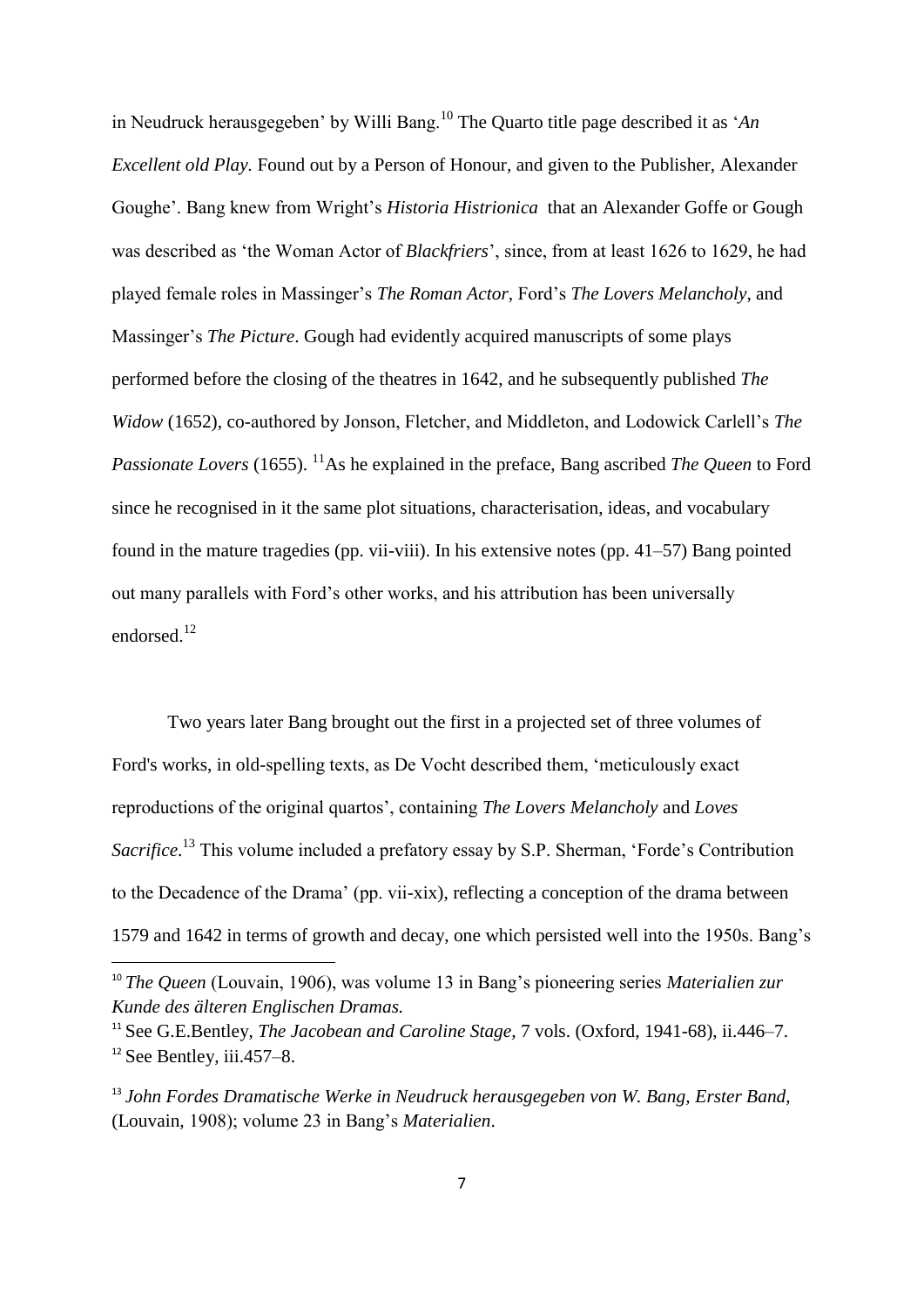in Neudruck herausgegeben' by Willi Bang.[10] The Quarto title page described it as '*An Excellent old Play.* Found out by a Person of Honour, and given to the Publisher, Alexander Goughe'. Bang knew from Wright's *Historia Histrionica* that an Alexander Goffe or Gough was described as 'the Woman Actor of *Blackfriers*', since, from at least 1626 to 1629, he had played female roles in Massinger's *The Roman Actor*, Ford's *The Lovers Melancholy*, and Massinger's *The Picture*. Gough had evidently acquired manuscripts of some plays performed before the closing of the theatres in 1642, and he subsequently published *The Widow* (1652), co-authored by Jonson, Fletcher, and Middleton, and Lodowick Carlell's *The Passionate Lovers* (1655). [11]As he explained in the preface, Bang ascribed *The Queen* to Ford since he recognised in it the same plot situations, characterisation, ideas, and vocabulary found in the mature tragedies (pp. vii-viii). In his extensive notes (pp. 41–57) Bang pointed out many parallels with Ford's other works, and his attribution has been universally endorsed.[12]

Two years later Bang brought out the first in a projected set of three volumes of Ford's works, in old-spelling texts, as De Vocht described them, 'meticulously exact reproductions of the original quartos', containing *The Lovers Melancholy* and *Loves Sacrifice*.[13] This volume included a prefatory essay by S.P. Sherman, 'Forde's Contribution to the Decadence of the Drama' (pp. vii-xix), reflecting a conception of the drama between 1579 and 1642 in terms of growth and decay, one which persisted well into the 1950s. Bang's

---

[10] *The Queen* (Louvain, 1906), was volume 13 in Bang's pioneering series *Materialien zur Kunde des älteren Englischen Dramas.*

[11] See G.E.Bentley, *The Jacobean and Caroline Stage*, 7 vols. (Oxford, 1941-68), ii.446–7.

[12] See Bentley, iii.457–8.

[13] *John Fordes Dramatische Werke in Neudruck herausgegeben von W. Bang, Erster Band*, (Louvain, 1908); volume 23 in Bang's *Materialien*.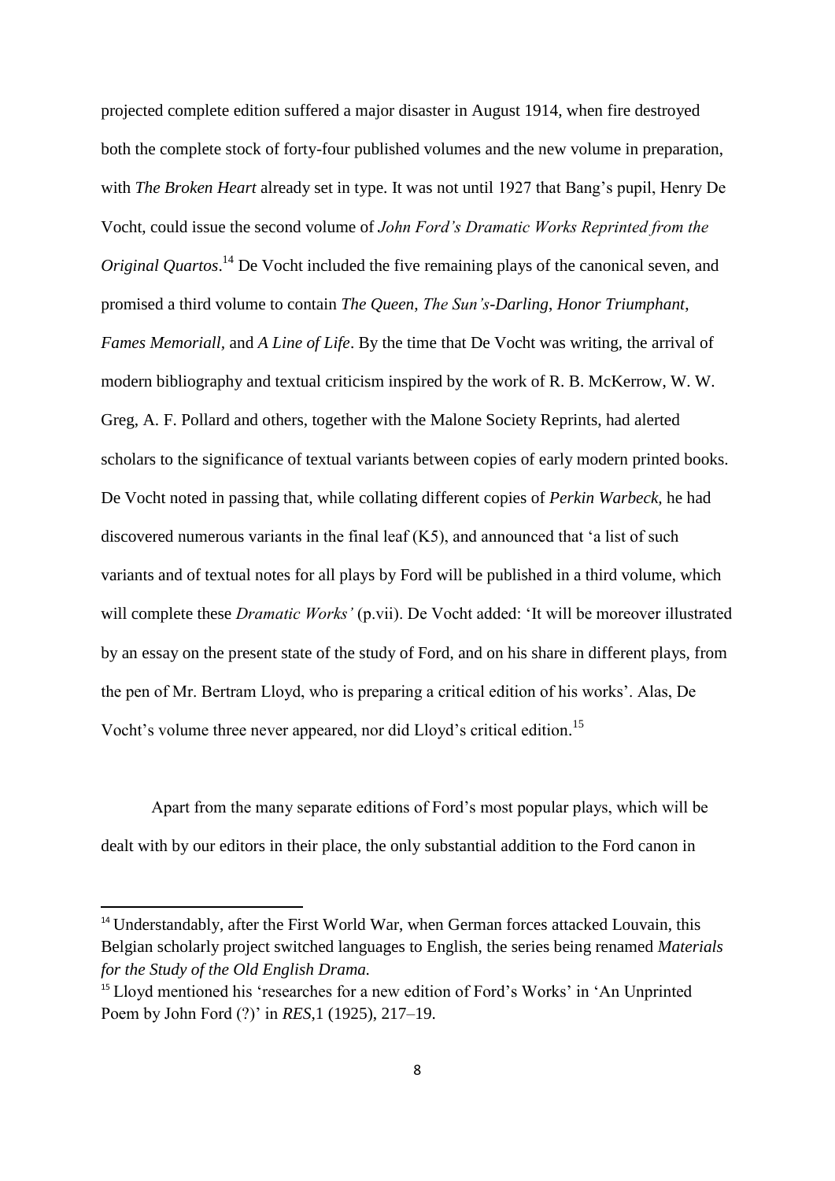projected complete edition suffered a major disaster in August 1914, when fire destroyed both the complete stock of forty-four published volumes and the new volume in preparation, with *The Broken Heart* already set in type. It was not until 1927 that Bang's pupil, Henry De Vocht, could issue the second volume of *John Ford's Dramatic Works Reprinted from the Original Quartos*.[14] De Vocht included the five remaining plays of the canonical seven, and promised a third volume to contain *The Queen*, *The Sun's-Darling*, *Honor Triumphant*, *Fames Memoriall*, and *A Line of Life*. By the time that De Vocht was writing, the arrival of modern bibliography and textual criticism inspired by the work of R. B. McKerrow, W. W. Greg, A. F. Pollard and others, together with the Malone Society Reprints, had alerted scholars to the significance of textual variants between copies of early modern printed books. De Vocht noted in passing that, while collating different copies of *Perkin Warbeck,* he had discovered numerous variants in the final leaf (K5), and announced that 'a list of such variants and of textual notes for all plays by Ford will be published in a third volume, which will complete these *Dramatic Works'* (p.vii). De Vocht added: 'It will be moreover illustrated by an essay on the present state of the study of Ford, and on his share in different plays, from the pen of Mr. Bertram Lloyd, who is preparing a critical edition of his works'. Alas, De Vocht's volume three never appeared, nor did Lloyd's critical edition.[15]

Apart from the many separate editions of Ford's most popular plays, which will be dealt with by our editors in their place, the only substantial addition to the Ford canon in

---

[14] Understandably, after the First World War, when German forces attacked Louvain, this Belgian scholarly project switched languages to English, the series being renamed *Materials for the Study of the Old English Drama.*

[15] Lloyd mentioned his 'researches for a new edition of Ford's Works' in 'An Unprinted Poem by John Ford (?)' in *RES*,1 (1925), 217–19.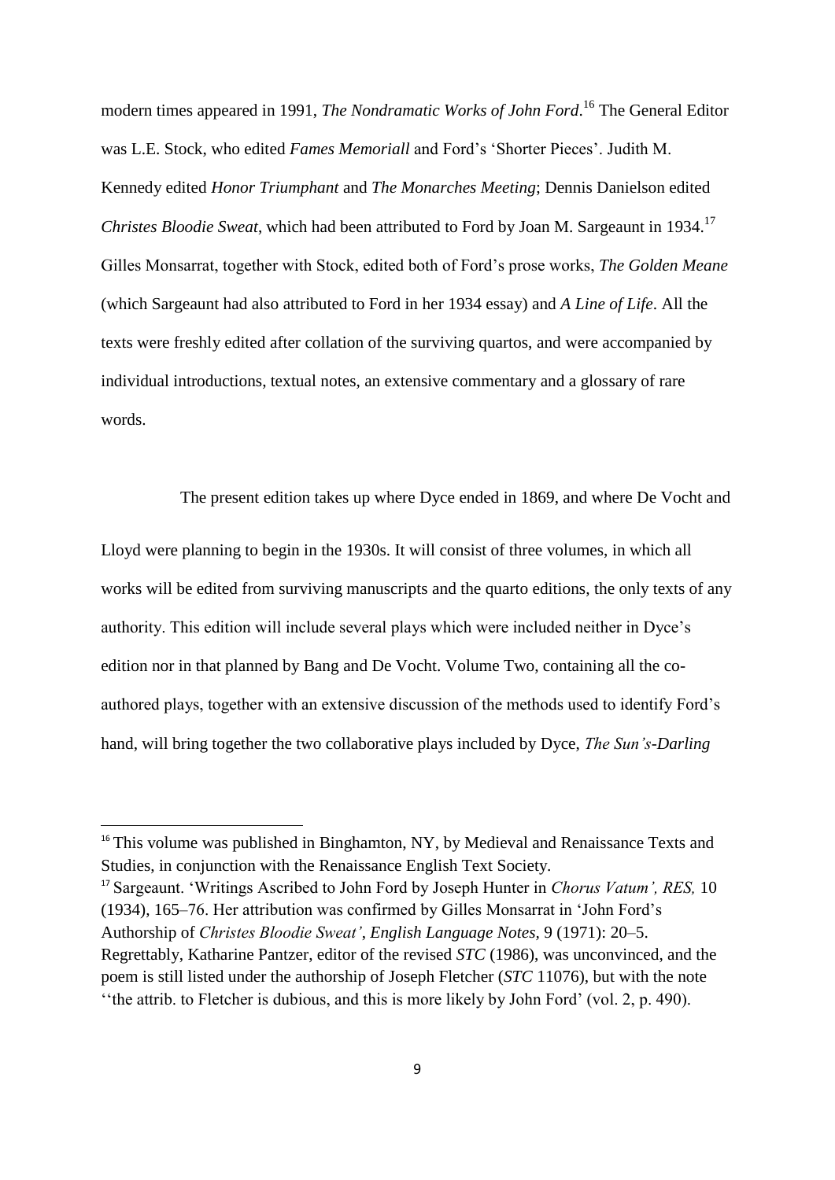modern times appeared in 1991, *The Nondramatic Works of John Ford*.[16] The General Editor was L.E. Stock, who edited *Fames Memoriall* and Ford's 'Shorter Pieces'. Judith M. Kennedy edited *Honor Triumphant* and *The Monarches Meeting*; Dennis Danielson edited *Christes Bloodie Sweat*, which had been attributed to Ford by Joan M. Sargeaunt in 1934.[17] Gilles Monsarrat, together with Stock, edited both of Ford's prose works, *The Golden Meane* (which Sargeaunt had also attributed to Ford in her 1934 essay) and *A Line of Life*. All the texts were freshly edited after collation of the surviving quartos, and were accompanied by individual introductions, textual notes, an extensive commentary and a glossary of rare words.

The present edition takes up where Dyce ended in 1869, and where De Vocht and Lloyd were planning to begin in the 1930s. It will consist of three volumes, in which all works will be edited from surviving manuscripts and the quarto editions, the only texts of any authority. This edition will include several plays which were included neither in Dyce's edition nor in that planned by Bang and De Vocht. Volume Two, containing all the co-authored plays, together with an extensive discussion of the methods used to identify Ford's hand, will bring together the two collaborative plays included by Dyce, *The Sun's-Darling*

---

[16] This volume was published in Binghamton, NY, by Medieval and Renaissance Texts and Studies, in conjunction with the Renaissance English Text Society.

[17] Sargeaunt. 'Writings Ascribed to John Ford by Joseph Hunter in *Chorus Vatum', RES,* 10 (1934), 165–76. Her attribution was confirmed by Gilles Monsarrat in 'John Ford's Authorship of *Christes Bloodie Sweat'*, *English Language Notes*, 9 (1971): 20–5. Regrettably, Katharine Pantzer, editor of the revised *STC* (1986), was unconvinced, and the poem is still listed under the authorship of Joseph Fletcher (*STC* 11076), but with the note ''the attrib. to Fletcher is dubious, and this is more likely by John Ford' (vol. 2, p. 490).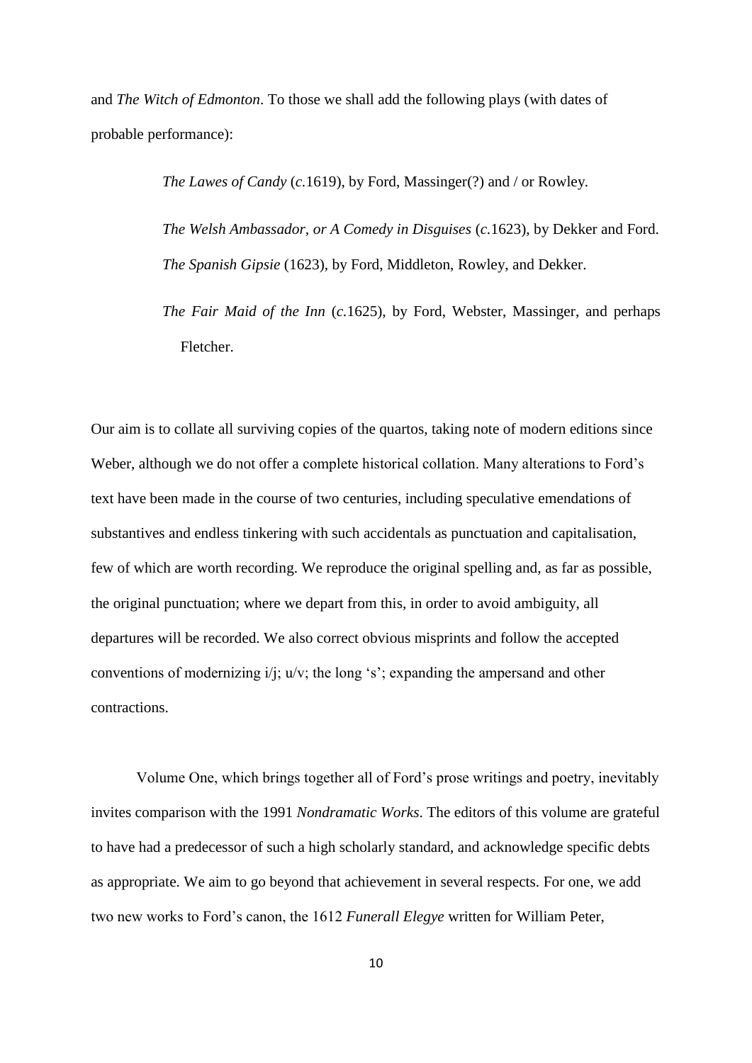and *The Witch of Edmonton*. To those we shall add the following plays (with dates of probable performance):

> *The Lawes of Candy* (*c.*1619), by Ford, Massinger(?) and / or Rowley.
>
> *The Welsh Ambassador, or A Comedy in Disguises* (*c.*1623), by Dekker and Ford.
>
> *The Spanish Gipsie* (1623), by Ford, Middleton, Rowley, and Dekker.
>
> *The Fair Maid of the Inn* (*c.*1625), by Ford, Webster, Massinger, and perhaps Fletcher.

Our aim is to collate all surviving copies of the quartos, taking note of modern editions since Weber, although we do not offer a complete historical collation. Many alterations to Ford's text have been made in the course of two centuries, including speculative emendations of substantives and endless tinkering with such accidentals as punctuation and capitalisation, few of which are worth recording. We reproduce the original spelling and, as far as possible, the original punctuation; where we depart from this, in order to avoid ambiguity, all departures will be recorded. We also correct obvious misprints and follow the accepted conventions of modernizing i/j; u/v; the long 's'; expanding the ampersand and other contractions.

Volume One, which brings together all of Ford's prose writings and poetry, inevitably invites comparison with the 1991 *Nondramatic Works*. The editors of this volume are grateful to have had a predecessor of such a high scholarly standard, and acknowledge specific debts as appropriate. We aim to go beyond that achievement in several respects. For one, we add two new works to Ford's canon, the 1612 *Funerall Elegye* written for William Peter,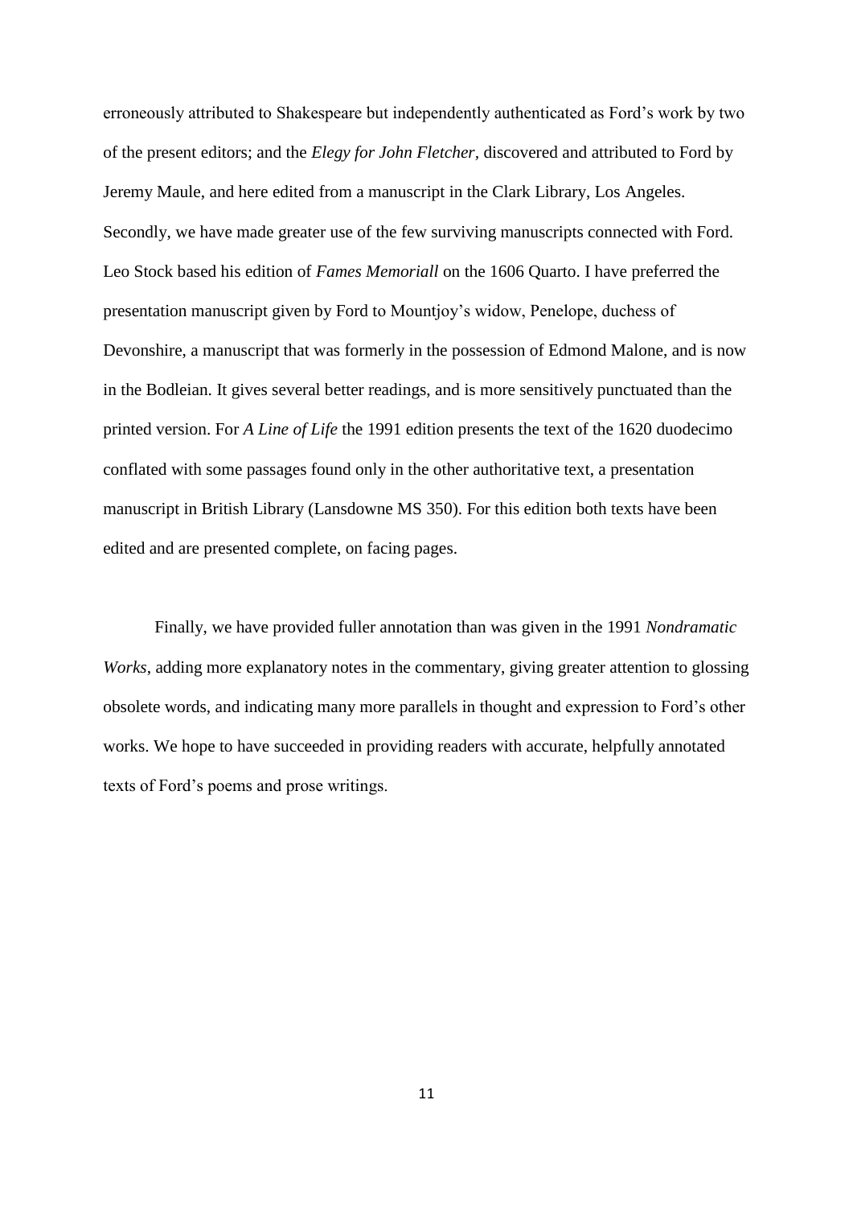erroneously attributed to Shakespeare but independently authenticated as Ford's work by two of the present editors; and the *Elegy for John Fletcher*, discovered and attributed to Ford by Jeremy Maule, and here edited from a manuscript in the Clark Library, Los Angeles. Secondly, we have made greater use of the few surviving manuscripts connected with Ford. Leo Stock based his edition of *Fames Memoriall* on the 1606 Quarto. I have preferred the presentation manuscript given by Ford to Mountjoy's widow, Penelope, duchess of Devonshire, a manuscript that was formerly in the possession of Edmond Malone, and is now in the Bodleian. It gives several better readings, and is more sensitively punctuated than the printed version. For *A Line of Life* the 1991 edition presents the text of the 1620 duodecimo conflated with some passages found only in the other authoritative text, a presentation manuscript in British Library (Lansdowne MS 350). For this edition both texts have been edited and are presented complete, on facing pages.

Finally, we have provided fuller annotation than was given in the 1991 *Nondramatic Works*, adding more explanatory notes in the commentary, giving greater attention to glossing obsolete words, and indicating many more parallels in thought and expression to Ford's other works. We hope to have succeeded in providing readers with accurate, helpfully annotated texts of Ford's poems and prose writings.